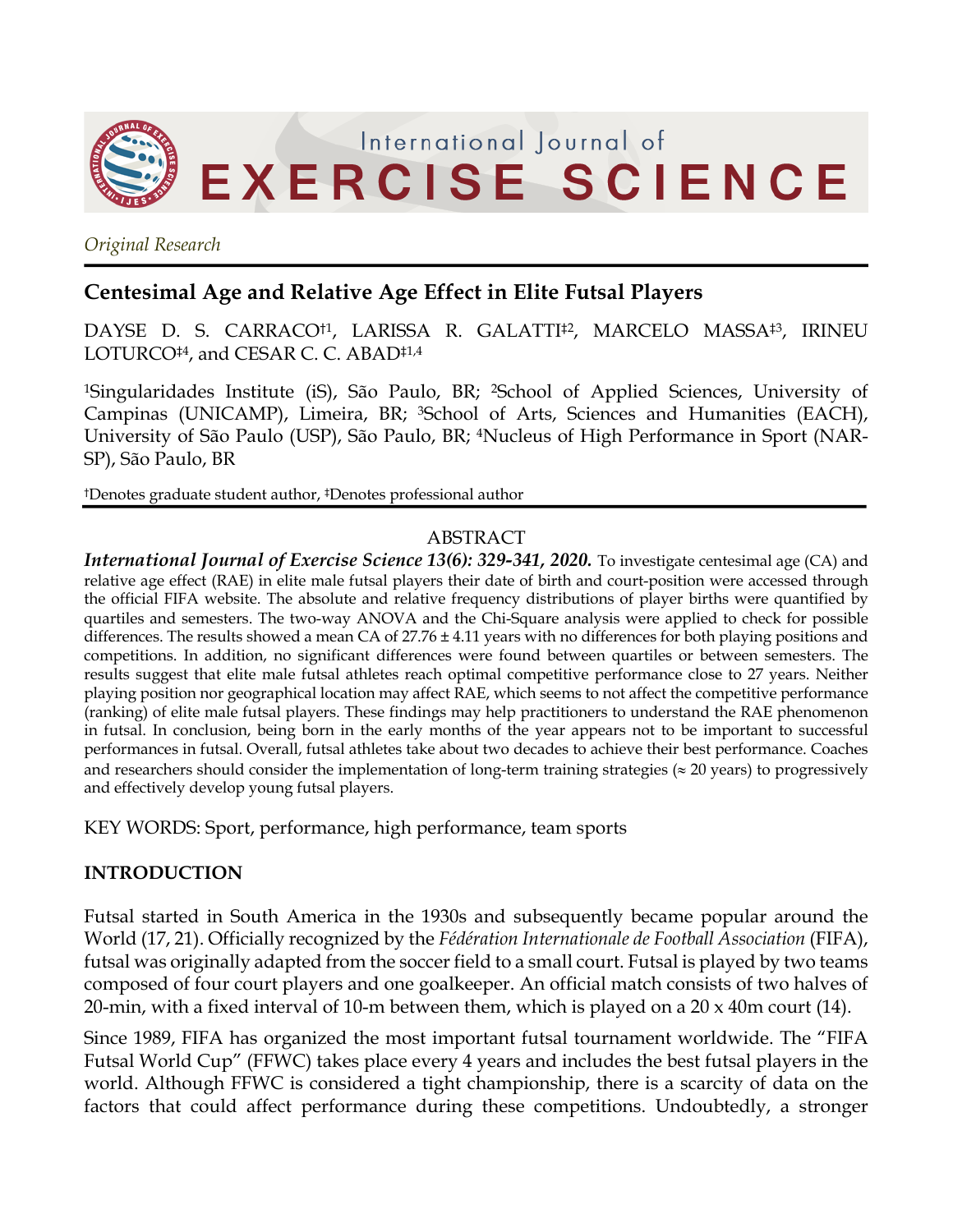*Original Research*

# Centesimal Age and Relative Age Effect in Elite Futsal Players

DAYSE D. S. CARRACO†[1], LARISSA R. GALATTI‡[2], MARCELO MASSA‡[3], IRINEU LOTURCO‡[4], and CESAR C. C. ABAD‡[1,4]

[1]Singularidades Institute (iS), São Paulo, BR; [2]School of Applied Sciences, University of Campinas (UNICAMP), Limeira, BR; [3]School of Arts, Sciences and Humanities (EACH), University of São Paulo (USP), São Paulo, BR; [4]Nucleus of High Performance in Sport (NAR-SP), São Paulo, BR

†Denotes graduate student author, ‡Denotes professional author

## ABSTRACT

***International Journal of Exercise Science 13(6): 329-341, 2020.*** To investigate centesimal age (CA) and relative age effect (RAE) in elite male futsal players their date of birth and court-position were accessed through the official FIFA website. The absolute and relative frequency distributions of player births were quantified by quartiles and semesters. The two-way ANOVA and the Chi-Square analysis were applied to check for possible differences. The results showed a mean CA of 27.76 ± 4.11 years with no differences for both playing positions and competitions. In addition, no significant differences were found between quartiles or between semesters. The results suggest that elite male futsal athletes reach optimal competitive performance close to 27 years. Neither playing position nor geographical location may affect RAE, which seems to not affect the competitive performance (ranking) of elite male futsal players. These findings may help practitioners to understand the RAE phenomenon in futsal. In conclusion, being born in the early months of the year appears not to be important to successful performances in futsal. Overall, futsal athletes take about two decades to achieve their best performance. Coaches and researchers should consider the implementation of long-term training strategies (≈ 20 years) to progressively and effectively develop young futsal players.

KEY WORDS: Sport, performance, high performance, team sports

## INTRODUCTION

Futsal started in South America in the 1930s and subsequently became popular around the World (17, 21). Officially recognized by the *Fédération Internationale de Football Association* (FIFA), futsal was originally adapted from the soccer field to a small court. Futsal is played by two teams composed of four court players and one goalkeeper. An official match consists of two halves of 20-min, with a fixed interval of 10-m between them, which is played on a 20 x 40m court (14).

Since 1989, FIFA has organized the most important futsal tournament worldwide. The "FIFA Futsal World Cup" (FFWC) takes place every 4 years and includes the best futsal players in the world. Although FFWC is considered a tight championship, there is a scarcity of data on the factors that could affect performance during these competitions. Undoubtedly, a stronger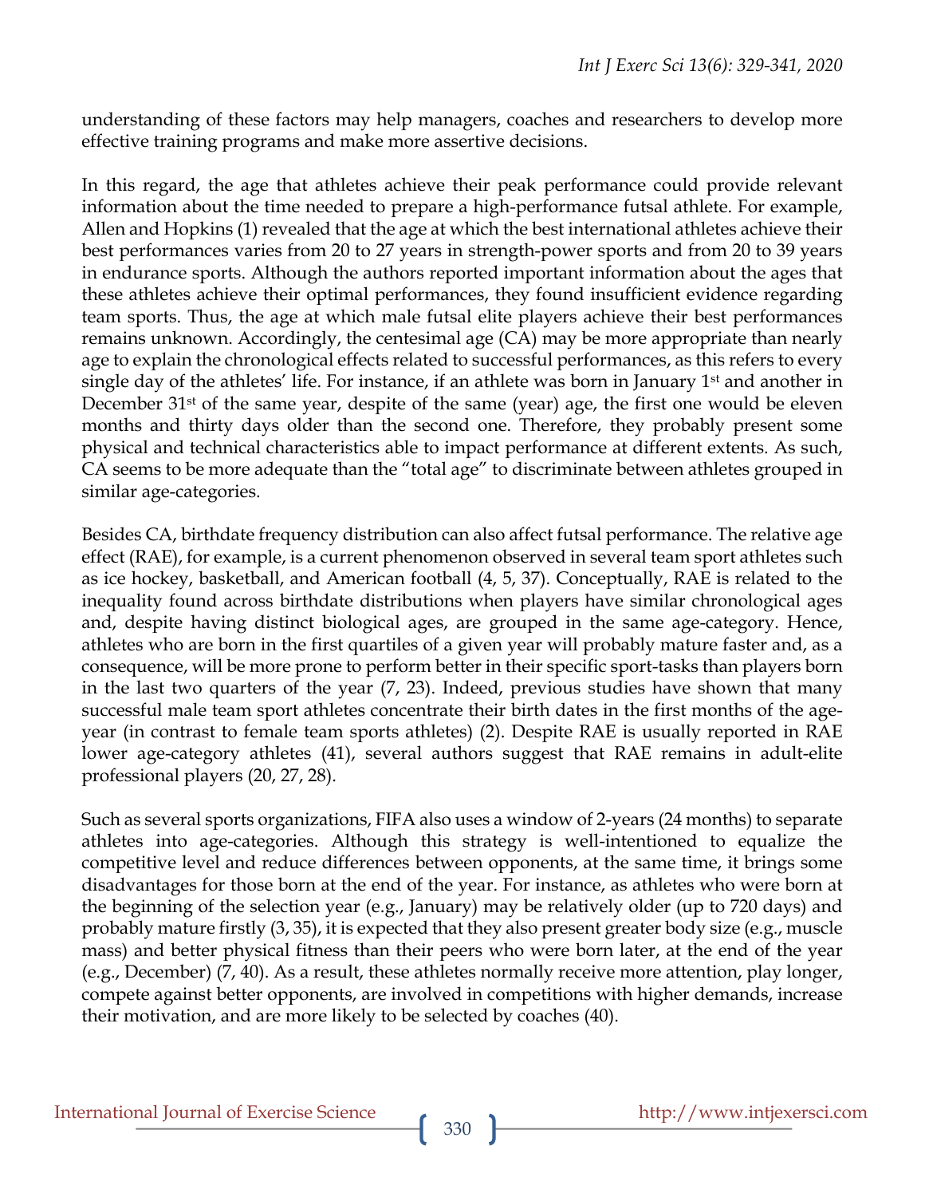understanding of these factors may help managers, coaches and researchers to develop more effective training programs and make more assertive decisions.

In this regard, the age that athletes achieve their peak performance could provide relevant information about the time needed to prepare a high-performance futsal athlete. For example, Allen and Hopkins (1) revealed that the age at which the best international athletes achieve their best performances varies from 20 to 27 years in strength-power sports and from 20 to 39 years in endurance sports. Although the authors reported important information about the ages that these athletes achieve their optimal performances, they found insufficient evidence regarding team sports. Thus, the age at which male futsal elite players achieve their best performances remains unknown. Accordingly, the centesimal age (CA) may be more appropriate than nearly age to explain the chronological effects related to successful performances, as this refers to every single day of the athletes' life. For instance, if an athlete was born in January 1st and another in December 31st of the same year, despite of the same (year) age, the first one would be eleven months and thirty days older than the second one. Therefore, they probably present some physical and technical characteristics able to impact performance at different extents. As such, CA seems to be more adequate than the "total age" to discriminate between athletes grouped in similar age-categories.

Besides CA, birthdate frequency distribution can also affect futsal performance. The relative age effect (RAE), for example, is a current phenomenon observed in several team sport athletes such as ice hockey, basketball, and American football (4, 5, 37). Conceptually, RAE is related to the inequality found across birthdate distributions when players have similar chronological ages and, despite having distinct biological ages, are grouped in the same age-category. Hence, athletes who are born in the first quartiles of a given year will probably mature faster and, as a consequence, will be more prone to perform better in their specific sport-tasks than players born in the last two quarters of the year (7, 23). Indeed, previous studies have shown that many successful male team sport athletes concentrate their birth dates in the first months of the age-year (in contrast to female team sports athletes) (2). Despite RAE is usually reported in RAE lower age-category athletes (41), several authors suggest that RAE remains in adult-elite professional players (20, 27, 28).

Such as several sports organizations, FIFA also uses a window of 2-years (24 months) to separate athletes into age-categories. Although this strategy is well-intentioned to equalize the competitive level and reduce differences between opponents, at the same time, it brings some disadvantages for those born at the end of the year. For instance, as athletes who were born at the beginning of the selection year (e.g., January) may be relatively older (up to 720 days) and probably mature firstly (3, 35), it is expected that they also present greater body size (e.g., muscle mass) and better physical fitness than their peers who were born later, at the end of the year (e.g., December) (7, 40). As a result, these athletes normally receive more attention, play longer, compete against better opponents, are involved in competitions with higher demands, increase their motivation, and are more likely to be selected by coaches (40).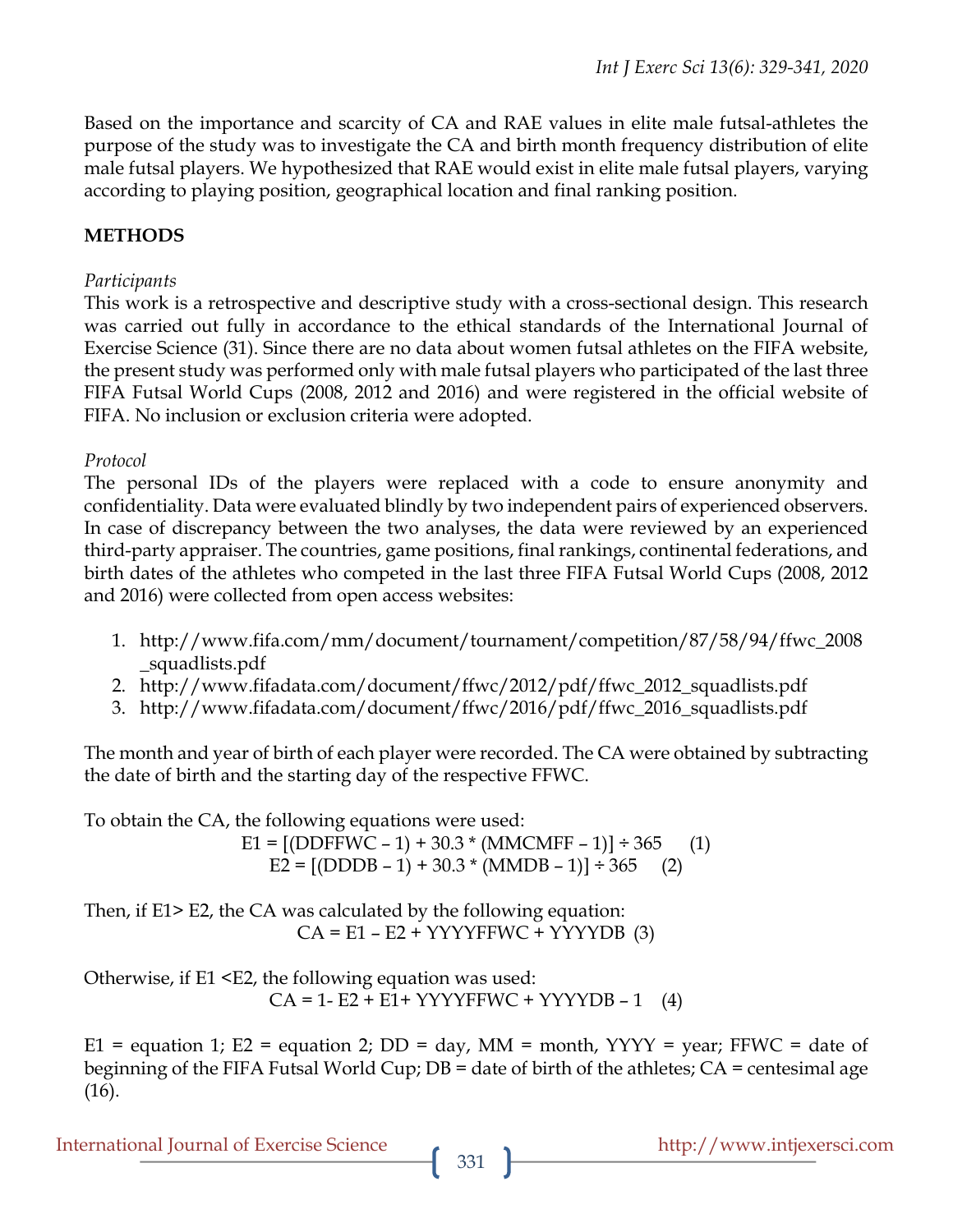Based on the importance and scarcity of CA and RAE values in elite male futsal-athletes the purpose of the study was to investigate the CA and birth month frequency distribution of elite male futsal players. We hypothesized that RAE would exist in elite male futsal players, varying according to playing position, geographical location and final ranking position.

## METHODS

*Participants*

This work is a retrospective and descriptive study with a cross-sectional design. This research was carried out fully in accordance to the ethical standards of the International Journal of Exercise Science (31). Since there are no data about women futsal athletes on the FIFA website, the present study was performed only with male futsal players who participated of the last three FIFA Futsal World Cups (2008, 2012 and 2016) and were registered in the official website of FIFA. No inclusion or exclusion criteria were adopted.

*Protocol*

The personal IDs of the players were replaced with a code to ensure anonymity and confidentiality. Data were evaluated blindly by two independent pairs of experienced observers. In case of discrepancy between the two analyses, the data were reviewed by an experienced third-party appraiser. The countries, game positions, final rankings, continental federations, and birth dates of the athletes who competed in the last three FIFA Futsal World Cups (2008, 2012 and 2016) were collected from open access websites:

1. http://www.fifa.com/mm/document/tournament/competition/87/58/94/ffwc_2008_squadlists.pdf
2. http://www.fifadata.com/document/ffwc/2012/pdf/ffwc_2012_squadlists.pdf
3. http://www.fifadata.com/document/ffwc/2016/pdf/ffwc_2016_squadlists.pdf

The month and year of birth of each player were recorded. The CA were obtained by subtracting the date of birth and the starting day of the respective FFWC.

To obtain the CA, the following equations were used:

$$E1 = [(DDFFWC - 1) + 30.3 * (MMCMFF - 1)] \div 365 \quad (1)$$

$$E2 = [(DDDB - 1) + 30.3 * (MMDB - 1)] \div 365 \quad (2)$$

Then, if E1> E2, the CA was calculated by the following equation:

$$CA = E1 - E2 + YYYYFFWC + YYYYDB \quad (3)$$

Otherwise, if E1 <E2, the following equation was used:

$$CA = 1 - E2 + E1 + YYYYFFWC + YYYYDB - 1 \quad (4)$$

E1 = equation 1; E2 = equation 2; DD = day, MM = month, YYYY = year; FFWC = date of beginning of the FIFA Futsal World Cup; DB = date of birth of the athletes; CA = centesimal age (16).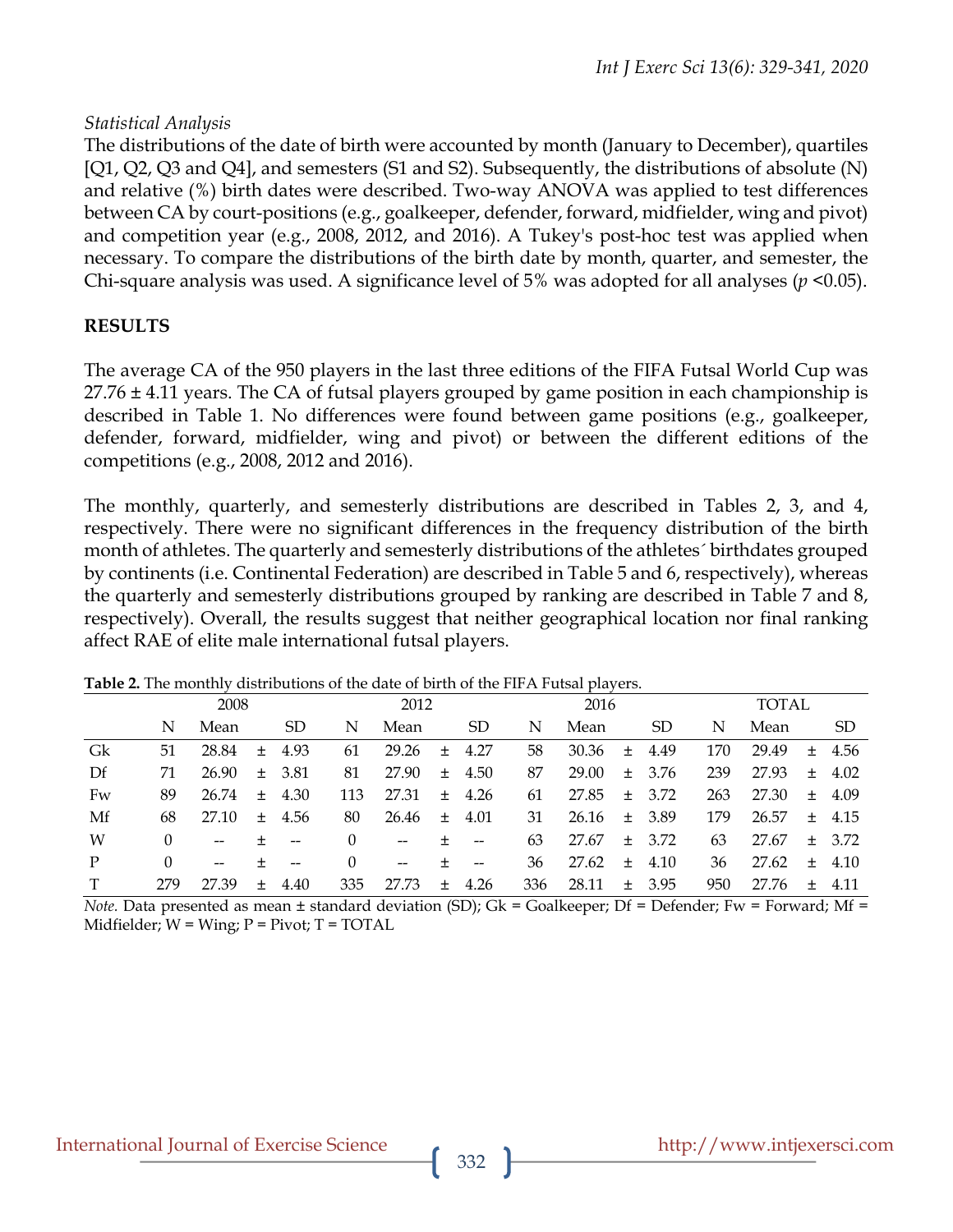*Statistical Analysis*

The distributions of the date of birth were accounted by month (January to December), quartiles [Q1, Q2, Q3 and Q4], and semesters (S1 and S2). Subsequently, the distributions of absolute (N) and relative (%) birth dates were described. Two-way ANOVA was applied to test differences between CA by court-positions (e.g., goalkeeper, defender, forward, midfielder, wing and pivot) and competition year (e.g., 2008, 2012, and 2016). A Tukey's post-hoc test was applied when necessary. To compare the distributions of the birth date by month, quarter, and semester, the Chi-square analysis was used. A significance level of 5% was adopted for all analyses ($p$ <0.05).

## RESULTS

The average CA of the 950 players in the last three editions of the FIFA Futsal World Cup was 27.76 ± 4.11 years. The CA of futsal players grouped by game position in each championship is described in Table 1. No differences were found between game positions (e.g., goalkeeper, defender, forward, midfielder, wing and pivot) or between the different editions of the competitions (e.g., 2008, 2012 and 2016).

The monthly, quarterly, and semesterly distributions are described in Tables 2, 3, and 4, respectively. There were no significant differences in the frequency distribution of the birth month of athletes. The quarterly and semesterly distributions of the athletes´ birthdates grouped by continents (i.e. Continental Federation) are described in Table 5 and 6, respectively), whereas the quarterly and semesterly distributions grouped by ranking are described in Table 7 and 8, respectively). Overall, the results suggest that neither geographical location nor final ranking affect RAE of elite male international futsal players.

**Table 2.** The monthly distributions of the date of birth of the FIFA Futsal players.

| | 2008 | | | 2012 | | | 2016 | | | TOTAL | | |
|---|---|---|---|---|---|---|---|---|---|---|---|---|
| | N | Mean | SD | N | Mean | SD | N | Mean | SD | N | Mean | SD |
| Gk | 51 | 28.84 | ± 4.93 | 61 | 29.26 | ± 4.27 | 58 | 30.36 | ± 4.49 | 170 | 29.49 | ± 4.56 |
| Df | 71 | 26.90 | ± 3.81 | 81 | 27.90 | ± 4.50 | 87 | 29.00 | ± 3.76 | 239 | 27.93 | ± 4.02 |
| Fw | 89 | 26.74 | ± 4.30 | 113 | 27.31 | ± 4.26 | 61 | 27.85 | ± 3.72 | 263 | 27.30 | ± 4.09 |
| Mf | 68 | 27.10 | ± 4.56 | 80 | 26.46 | ± 4.01 | 31 | 26.16 | ± 3.89 | 179 | 26.57 | ± 4.15 |
| W | 0 | -- | ± -- | 0 | -- | ± -- | 63 | 27.67 | ± 3.72 | 63 | 27.67 | ± 3.72 |
| P | 0 | -- | ± -- | 0 | -- | ± -- | 36 | 27.62 | ± 4.10 | 36 | 27.62 | ± 4.10 |
| T | 279 | 27.39 | ± 4.40 | 335 | 27.73 | ± 4.26 | 336 | 28.11 | ± 3.95 | 950 | 27.76 | ± 4.11 |

*Note.* Data presented as mean ± standard deviation (SD); Gk = Goalkeeper; Df = Defender; Fw = Forward; Mf = Midfielder; W = Wing; P = Pivot; T = TOTAL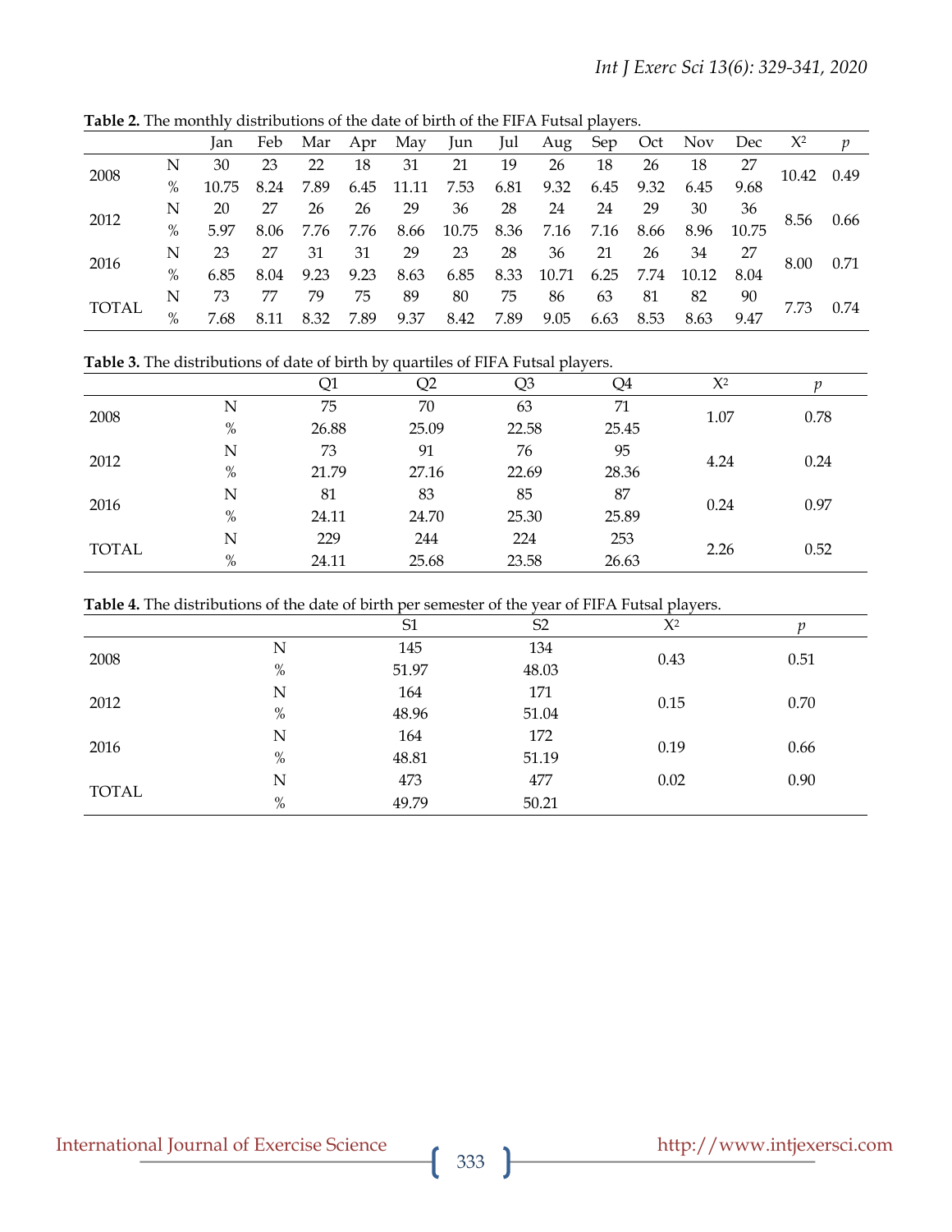**Table 2.** The monthly distributions of the date of birth of the FIFA Futsal players.

| | | Jan | Feb | Mar | Apr | May | Jun | Jul | Aug | Sep | Oct | Nov | Dec | $X^2$ | $p$ |
|---|---|---|---|---|---|---|---|---|---|---|---|---|---|---|---|
| 2008 | N | 30 | 23 | 22 | 18 | 31 | 21 | 19 | 26 | 18 | 26 | 18 | 27 | 10.42 | 0.49 |
| | % | 10.75 | 8.24 | 7.89 | 6.45 | 11.11 | 7.53 | 6.81 | 9.32 | 6.45 | 9.32 | 6.45 | 9.68 | | |
| 2012 | N | 20 | 27 | 26 | 26 | 29 | 36 | 28 | 24 | 24 | 29 | 30 | 36 | 8.56 | 0.66 |
| | % | 5.97 | 8.06 | 7.76 | 7.76 | 8.66 | 10.75 | 8.36 | 7.16 | 7.16 | 8.66 | 8.96 | 10.75 | | |
| 2016 | N | 23 | 27 | 31 | 31 | 29 | 23 | 28 | 36 | 21 | 26 | 34 | 27 | 8.00 | 0.71 |
| | % | 6.85 | 8.04 | 9.23 | 9.23 | 8.63 | 6.85 | 8.33 | 10.71 | 6.25 | 7.74 | 10.12 | 8.04 | | |
| TOTAL | N | 73 | 77 | 79 | 75 | 89 | 80 | 75 | 86 | 63 | 81 | 82 | 90 | 7.73 | 0.74 |
| | % | 7.68 | 8.11 | 8.32 | 7.89 | 9.37 | 8.42 | 7.89 | 9.05 | 6.63 | 8.53 | 8.63 | 9.47 | | |

**Table 3.** The distributions of date of birth by quartiles of FIFA Futsal players.

| | | Q1 | Q2 | Q3 | Q4 | $X^2$ | $p$ |
|---|---|---|---|---|---|---|---|
| 2008 | N | 75 | 70 | 63 | 71 | 1.07 | 0.78 |
| | % | 26.88 | 25.09 | 22.58 | 25.45 | | |
| 2012 | N | 73 | 91 | 76 | 95 | 4.24 | 0.24 |
| | % | 21.79 | 27.16 | 22.69 | 28.36 | | |
| 2016 | N | 81 | 83 | 85 | 87 | 0.24 | 0.97 |
| | % | 24.11 | 24.70 | 25.30 | 25.89 | | |
| TOTAL | N | 229 | 244 | 224 | 253 | 2.26 | 0.52 |
| | % | 24.11 | 25.68 | 23.58 | 26.63 | | |

**Table 4.** The distributions of the date of birth per semester of the year of FIFA Futsal players.

| | | S1 | S2 | $X^2$ | $p$ |
|---|---|---|---|---|---|
| 2008 | N | 145 | 134 | 0.43 | 0.51 |
| | % | 51.97 | 48.03 | | |
| 2012 | N | 164 | 171 | 0.15 | 0.70 |
| | % | 48.96 | 51.04 | | |
| 2016 | N | 164 | 172 | 0.19 | 0.66 |
| | % | 48.81 | 51.19 | | |
| TOTAL | N | 473 | 477 | 0.02 | 0.90 |
| | % | 49.79 | 50.21 | | |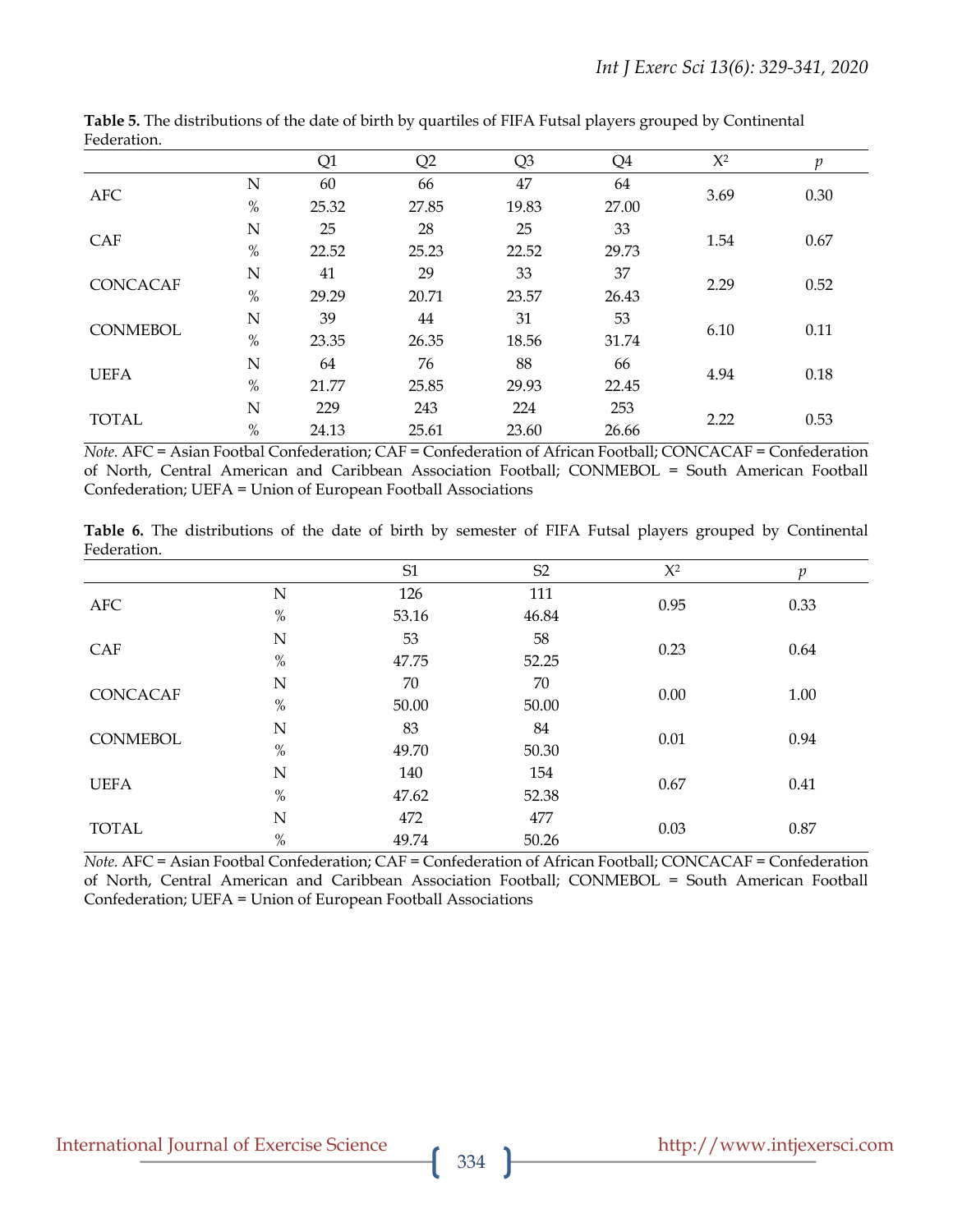**Table 5.** The distributions of the date of birth by quartiles of FIFA Futsal players grouped by Continental Federation.

| | | Q1 | Q2 | Q3 | Q4 | $X^2$ | $p$ |
|---|---|---|---|---|---|---|---|
| AFC | N | 60 | 66 | 47 | 64 | 3.69 | 0.30 |
| | % | 25.32 | 27.85 | 19.83 | 27.00 | | |
| CAF | N | 25 | 28 | 25 | 33 | 1.54 | 0.67 |
| | % | 22.52 | 25.23 | 22.52 | 29.73 | | |
| CONCACAF | N | 41 | 29 | 33 | 37 | 2.29 | 0.52 |
| | % | 29.29 | 20.71 | 23.57 | 26.43 | | |
| CONMEBOL | N | 39 | 44 | 31 | 53 | 6.10 | 0.11 |
| | % | 23.35 | 26.35 | 18.56 | 31.74 | | |
| UEFA | N | 64 | 76 | 88 | 66 | 4.94 | 0.18 |
| | % | 21.77 | 25.85 | 29.93 | 22.45 | | |
| TOTAL | N | 229 | 243 | 224 | 253 | 2.22 | 0.53 |
| | % | 24.13 | 25.61 | 23.60 | 26.66 | | |

*Note.* AFC = Asian Footbal Confederation; CAF = Confederation of African Football; CONCACAF = Confederation of North, Central American and Caribbean Association Football; CONMEBOL = South American Football Confederation; UEFA = Union of European Football Associations

**Table 6.** The distributions of the date of birth by semester of FIFA Futsal players grouped by Continental Federation.

| | | S1 | S2 | $X^2$ | $p$ |
|---|---|---|---|---|---|
| AFC | N | 126 | 111 | 0.95 | 0.33 |
| | % | 53.16 | 46.84 | | |
| CAF | N | 53 | 58 | 0.23 | 0.64 |
| | % | 47.75 | 52.25 | | |
| CONCACAF | N | 70 | 70 | 0.00 | 1.00 |
| | % | 50.00 | 50.00 | | |
| CONMEBOL | N | 83 | 84 | 0.01 | 0.94 |
| | % | 49.70 | 50.30 | | |
| UEFA | N | 140 | 154 | 0.67 | 0.41 |
| | % | 47.62 | 52.38 | | |
| TOTAL | N | 472 | 477 | 0.03 | 0.87 |
| | % | 49.74 | 50.26 | | |

*Note.* AFC = Asian Footbal Confederation; CAF = Confederation of African Football; CONCACAF = Confederation of North, Central American and Caribbean Association Football; CONMEBOL = South American Football Confederation; UEFA = Union of European Football Associations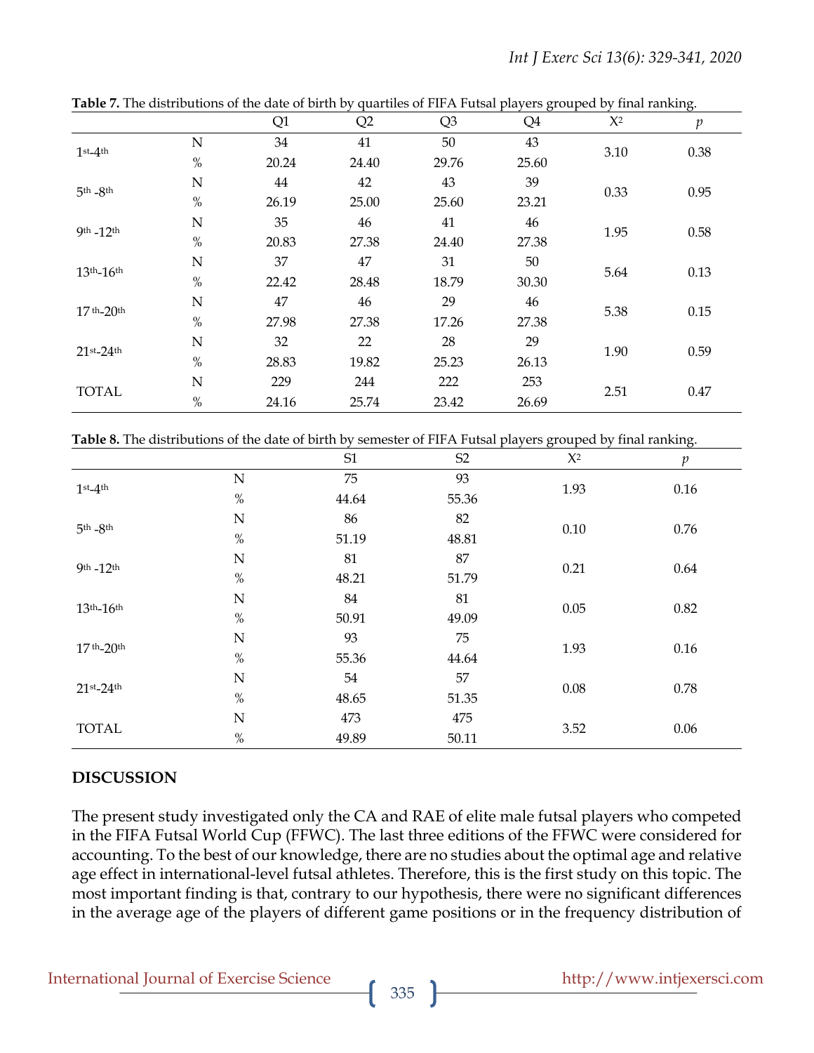**Table 7.** The distributions of the date of birth by quartiles of FIFA Futsal players grouped by final ranking.

| | | Q1 | Q2 | Q3 | Q4 | $X^2$ | $p$ |
|---|---|---|---|---|---|---|---|
| 1st-4th | N | 34 | 41 | 50 | 43 | 3.10 | 0.38 |
| | % | 20.24 | 24.40 | 29.76 | 25.60 | | |
| 5th -8th | N | 44 | 42 | 43 | 39 | 0.33 | 0.95 |
| | % | 26.19 | 25.00 | 25.60 | 23.21 | | |
| 9th -12th | N | 35 | 46 | 41 | 46 | 1.95 | 0.58 |
| | % | 20.83 | 27.38 | 24.40 | 27.38 | | |
| 13th-16th | N | 37 | 47 | 31 | 50 | 5.64 | 0.13 |
| | % | 22.42 | 28.48 | 18.79 | 30.30 | | |
| 17th-20th | N | 47 | 46 | 29 | 46 | 5.38 | 0.15 |
| | % | 27.98 | 27.38 | 17.26 | 27.38 | | |
| 21st-24th | N | 32 | 22 | 28 | 29 | 1.90 | 0.59 |
| | % | 28.83 | 19.82 | 25.23 | 26.13 | | |
| TOTAL | N | 229 | 244 | 222 | 253 | 2.51 | 0.47 |
| | % | 24.16 | 25.74 | 23.42 | 26.69 | | |

**Table 8.** The distributions of the date of birth by semester of FIFA Futsal players grouped by final ranking.

| | | S1 | S2 | $X^2$ | $p$ |
|---|---|---|---|---|---|
| 1st-4th | N | 75 | 93 | 1.93 | 0.16 |
| | % | 44.64 | 55.36 | | |
| 5th -8th | N | 86 | 82 | 0.10 | 0.76 |
| | % | 51.19 | 48.81 | | |
| 9th -12th | N | 81 | 87 | 0.21 | 0.64 |
| | % | 48.21 | 51.79 | | |
| 13th-16th | N | 84 | 81 | 0.05 | 0.82 |
| | % | 50.91 | 49.09 | | |
| 17th-20th | N | 93 | 75 | 1.93 | 0.16 |
| | % | 55.36 | 44.64 | | |
| 21st-24th | N | 54 | 57 | 0.08 | 0.78 |
| | % | 48.65 | 51.35 | | |
| TOTAL | N | 473 | 475 | 3.52 | 0.06 |
| | % | 49.89 | 50.11 | | |

## DISCUSSION

The present study investigated only the CA and RAE of elite male futsal players who competed in the FIFA Futsal World Cup (FFWC). The last three editions of the FFWC were considered for accounting. To the best of our knowledge, there are no studies about the optimal age and relative age effect in international-level futsal athletes. Therefore, this is the first study on this topic. The most important finding is that, contrary to our hypothesis, there were no significant differences in the average age of the players of different game positions or in the frequency distribution of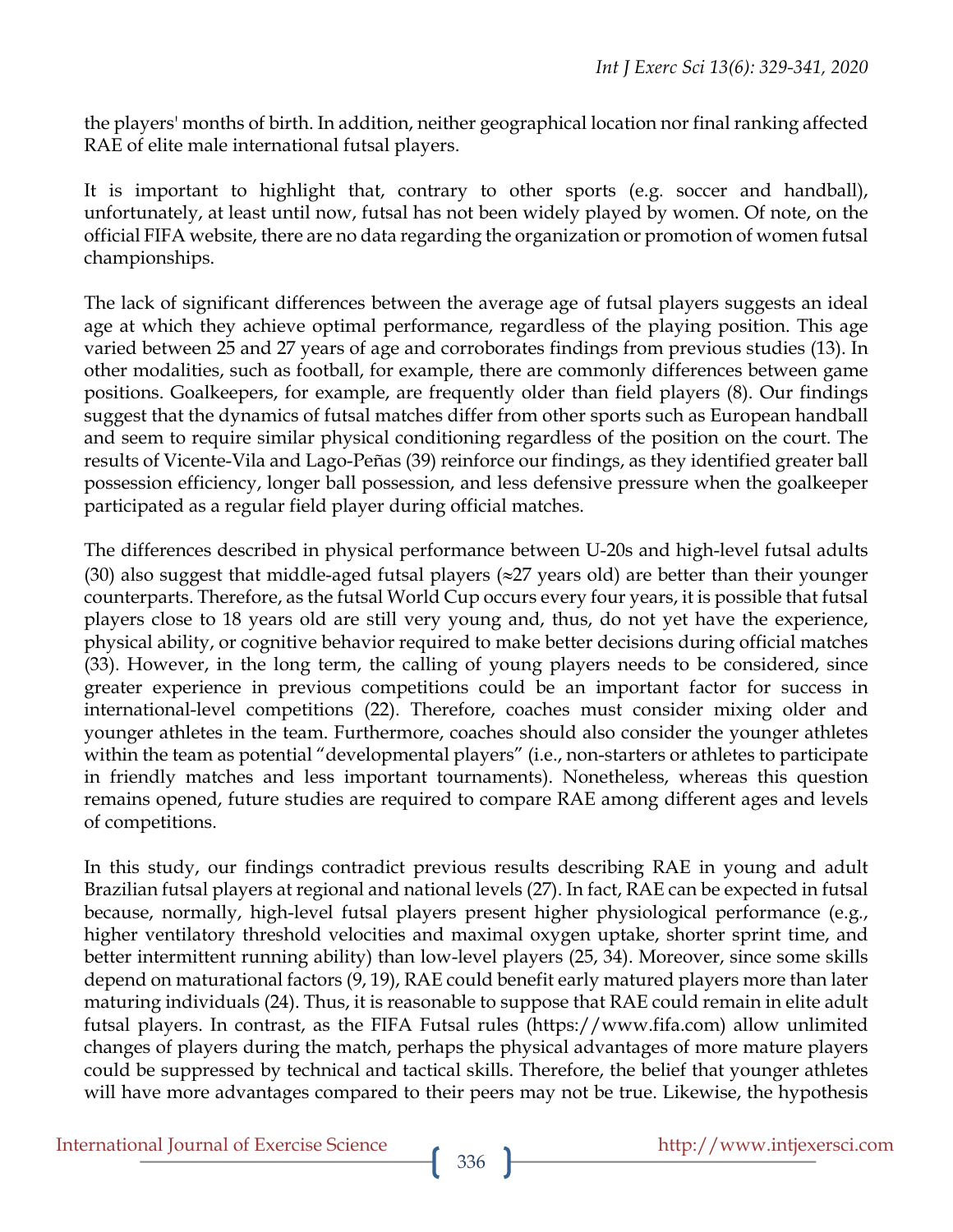the players' months of birth. In addition, neither geographical location nor final ranking affected RAE of elite male international futsal players.

It is important to highlight that, contrary to other sports (e.g. soccer and handball), unfortunately, at least until now, futsal has not been widely played by women. Of note, on the official FIFA website, there are no data regarding the organization or promotion of women futsal championships.

The lack of significant differences between the average age of futsal players suggests an ideal age at which they achieve optimal performance, regardless of the playing position. This age varied between 25 and 27 years of age and corroborates findings from previous studies (13). In other modalities, such as football, for example, there are commonly differences between game positions. Goalkeepers, for example, are frequently older than field players (8). Our findings suggest that the dynamics of futsal matches differ from other sports such as European handball and seem to require similar physical conditioning regardless of the position on the court. The results of Vicente-Vila and Lago-Peñas (39) reinforce our findings, as they identified greater ball possession efficiency, longer ball possession, and less defensive pressure when the goalkeeper participated as a regular field player during official matches.

The differences described in physical performance between U-20s and high-level futsal adults (30) also suggest that middle-aged futsal players (≈27 years old) are better than their younger counterparts. Therefore, as the futsal World Cup occurs every four years, it is possible that futsal players close to 18 years old are still very young and, thus, do not yet have the experience, physical ability, or cognitive behavior required to make better decisions during official matches (33). However, in the long term, the calling of young players needs to be considered, since greater experience in previous competitions could be an important factor for success in international-level competitions (22). Therefore, coaches must consider mixing older and younger athletes in the team. Furthermore, coaches should also consider the younger athletes within the team as potential "developmental players" (i.e., non-starters or athletes to participate in friendly matches and less important tournaments). Nonetheless, whereas this question remains opened, future studies are required to compare RAE among different ages and levels of competitions.

In this study, our findings contradict previous results describing RAE in young and adult Brazilian futsal players at regional and national levels (27). In fact, RAE can be expected in futsal because, normally, high-level futsal players present higher physiological performance (e.g., higher ventilatory threshold velocities and maximal oxygen uptake, shorter sprint time, and better intermittent running ability) than low-level players (25, 34). Moreover, since some skills depend on maturational factors (9, 19), RAE could benefit early matured players more than later maturing individuals (24). Thus, it is reasonable to suppose that RAE could remain in elite adult futsal players. In contrast, as the FIFA Futsal rules (https://www.fifa.com) allow unlimited changes of players during the match, perhaps the physical advantages of more mature players could be suppressed by technical and tactical skills. Therefore, the belief that younger athletes will have more advantages compared to their peers may not be true. Likewise, the hypothesis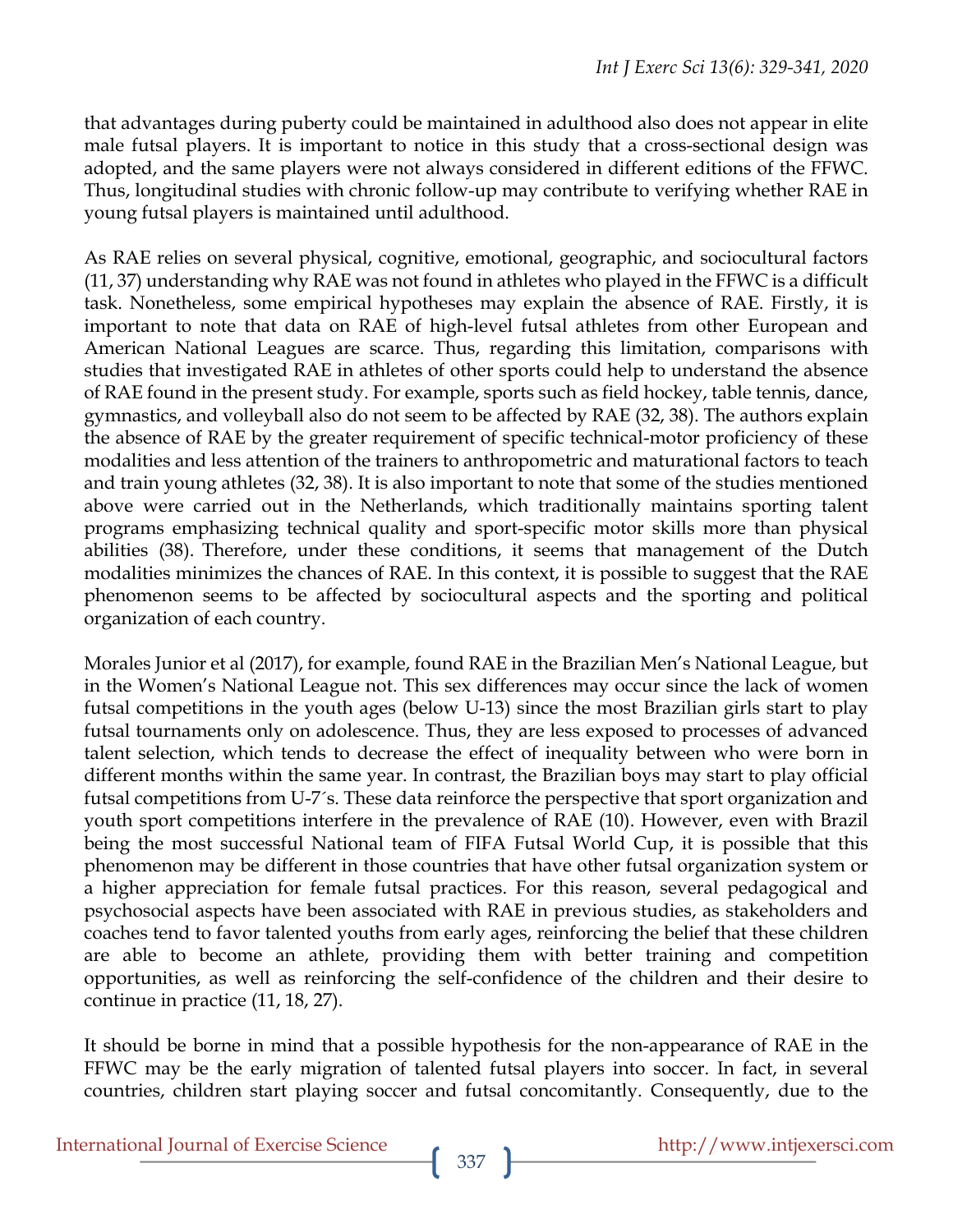that advantages during puberty could be maintained in adulthood also does not appear in elite male futsal players. It is important to notice in this study that a cross-sectional design was adopted, and the same players were not always considered in different editions of the FFWC. Thus, longitudinal studies with chronic follow-up may contribute to verifying whether RAE in young futsal players is maintained until adulthood.

As RAE relies on several physical, cognitive, emotional, geographic, and sociocultural factors (11, 37) understanding why RAE was not found in athletes who played in the FFWC is a difficult task. Nonetheless, some empirical hypotheses may explain the absence of RAE. Firstly, it is important to note that data on RAE of high-level futsal athletes from other European and American National Leagues are scarce. Thus, regarding this limitation, comparisons with studies that investigated RAE in athletes of other sports could help to understand the absence of RAE found in the present study. For example, sports such as field hockey, table tennis, dance, gymnastics, and volleyball also do not seem to be affected by RAE (32, 38). The authors explain the absence of RAE by the greater requirement of specific technical-motor proficiency of these modalities and less attention of the trainers to anthropometric and maturational factors to teach and train young athletes (32, 38). It is also important to note that some of the studies mentioned above were carried out in the Netherlands, which traditionally maintains sporting talent programs emphasizing technical quality and sport-specific motor skills more than physical abilities (38). Therefore, under these conditions, it seems that management of the Dutch modalities minimizes the chances of RAE. In this context, it is possible to suggest that the RAE phenomenon seems to be affected by sociocultural aspects and the sporting and political organization of each country.

Morales Junior et al (2017), for example, found RAE in the Brazilian Men's National League, but in the Women's National League not. This sex differences may occur since the lack of women futsal competitions in the youth ages (below U-13) since the most Brazilian girls start to play futsal tournaments only on adolescence. Thus, they are less exposed to processes of advanced talent selection, which tends to decrease the effect of inequality between who were born in different months within the same year. In contrast, the Brazilian boys may start to play official futsal competitions from U-7´s. These data reinforce the perspective that sport organization and youth sport competitions interfere in the prevalence of RAE (10). However, even with Brazil being the most successful National team of FIFA Futsal World Cup, it is possible that this phenomenon may be different in those countries that have other futsal organization system or a higher appreciation for female futsal practices. For this reason, several pedagogical and psychosocial aspects have been associated with RAE in previous studies, as stakeholders and coaches tend to favor talented youths from early ages, reinforcing the belief that these children are able to become an athlete, providing them with better training and competition opportunities, as well as reinforcing the self-confidence of the children and their desire to continue in practice (11, 18, 27).

It should be borne in mind that a possible hypothesis for the non-appearance of RAE in the FFWC may be the early migration of talented futsal players into soccer. In fact, in several countries, children start playing soccer and futsal concomitantly. Consequently, due to the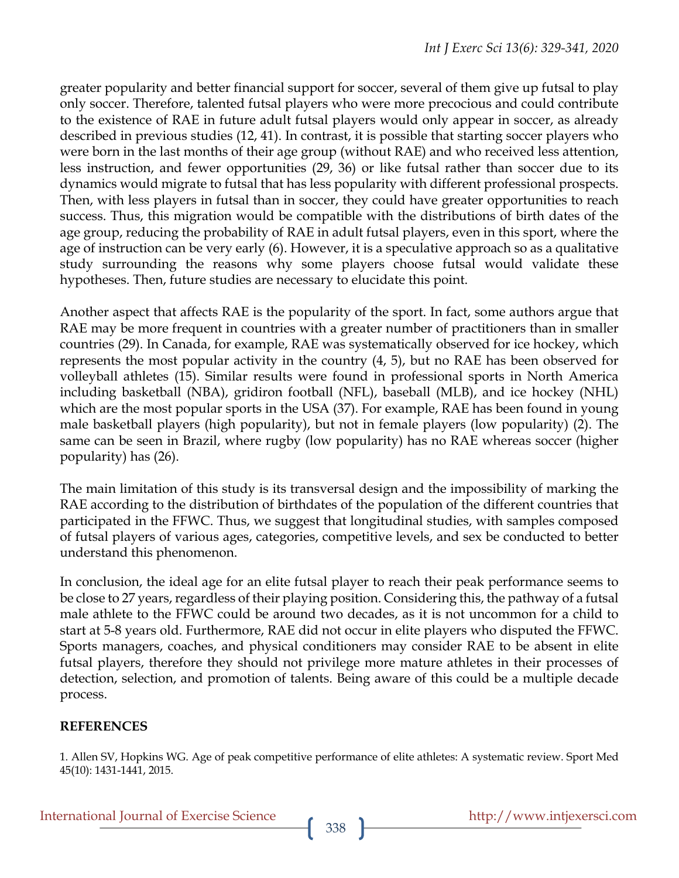greater popularity and better financial support for soccer, several of them give up futsal to play only soccer. Therefore, talented futsal players who were more precocious and could contribute to the existence of RAE in future adult futsal players would only appear in soccer, as already described in previous studies (12, 41). In contrast, it is possible that starting soccer players who were born in the last months of their age group (without RAE) and who received less attention, less instruction, and fewer opportunities (29, 36) or like futsal rather than soccer due to its dynamics would migrate to futsal that has less popularity with different professional prospects. Then, with less players in futsal than in soccer, they could have greater opportunities to reach success. Thus, this migration would be compatible with the distributions of birth dates of the age group, reducing the probability of RAE in adult futsal players, even in this sport, where the age of instruction can be very early (6). However, it is a speculative approach so as a qualitative study surrounding the reasons why some players choose futsal would validate these hypotheses. Then, future studies are necessary to elucidate this point.

Another aspect that affects RAE is the popularity of the sport. In fact, some authors argue that RAE may be more frequent in countries with a greater number of practitioners than in smaller countries (29). In Canada, for example, RAE was systematically observed for ice hockey, which represents the most popular activity in the country (4, 5), but no RAE has been observed for volleyball athletes (15). Similar results were found in professional sports in North America including basketball (NBA), gridiron football (NFL), baseball (MLB), and ice hockey (NHL) which are the most popular sports in the USA (37). For example, RAE has been found in young male basketball players (high popularity), but not in female players (low popularity) (2). The same can be seen in Brazil, where rugby (low popularity) has no RAE whereas soccer (higher popularity) has (26).

The main limitation of this study is its transversal design and the impossibility of marking the RAE according to the distribution of birthdates of the population of the different countries that participated in the FFWC. Thus, we suggest that longitudinal studies, with samples composed of futsal players of various ages, categories, competitive levels, and sex be conducted to better understand this phenomenon.

In conclusion, the ideal age for an elite futsal player to reach their peak performance seems to be close to 27 years, regardless of their playing position. Considering this, the pathway of a futsal male athlete to the FFWC could be around two decades, as it is not uncommon for a child to start at 5-8 years old. Furthermore, RAE did not occur in elite players who disputed the FFWC. Sports managers, coaches, and physical conditioners may consider RAE to be absent in elite futsal players, therefore they should not privilege more mature athletes in their processes of detection, selection, and promotion of talents. Being aware of this could be a multiple decade process.

## REFERENCES

1. Allen SV, Hopkins WG. Age of peak competitive performance of elite athletes: A systematic review. Sport Med 45(10): 1431-1441, 2015.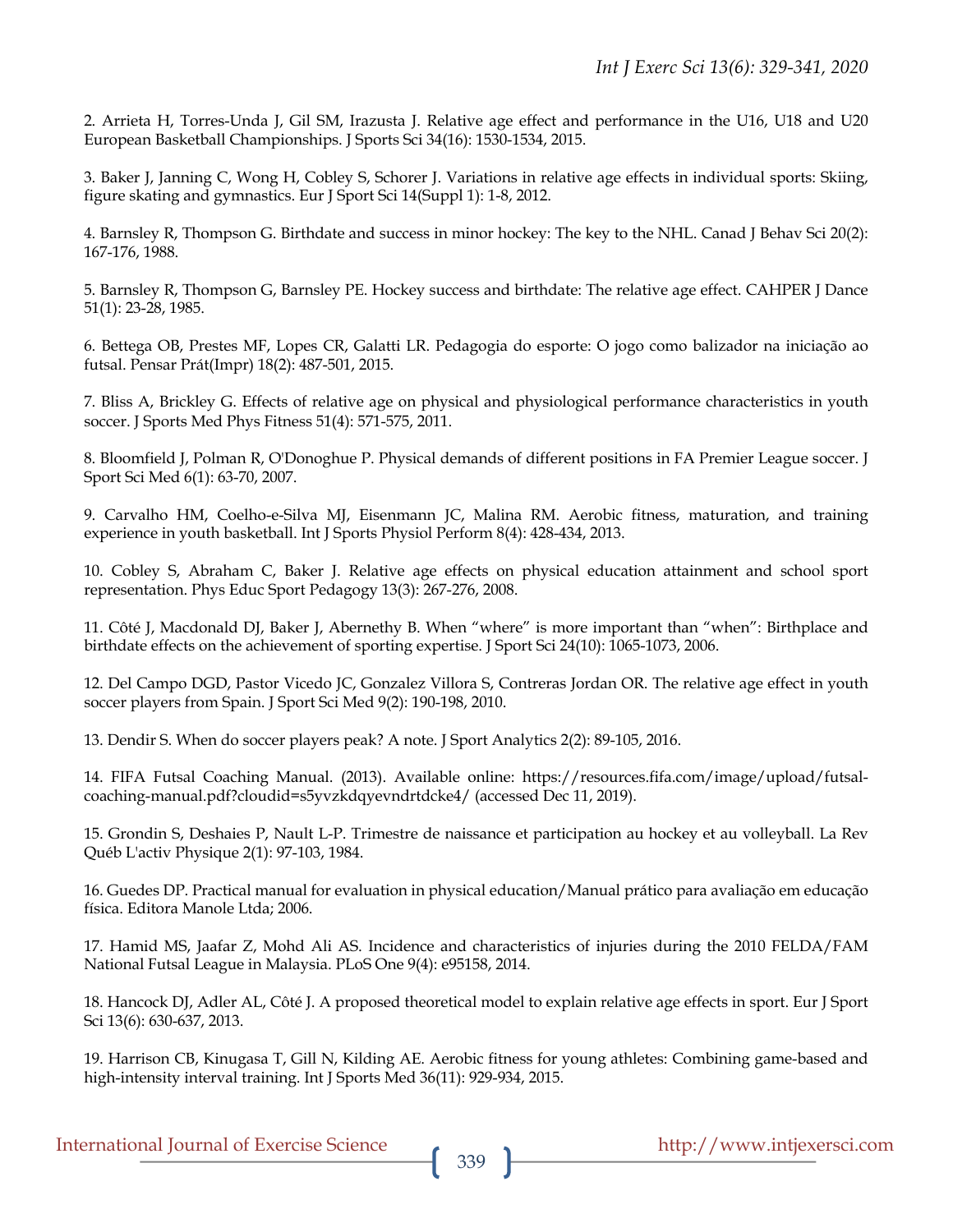2. Arrieta H, Torres-Unda J, Gil SM, Irazusta J. Relative age effect and performance in the U16, U18 and U20 European Basketball Championships. J Sports Sci 34(16): 1530-1534, 2015.

3. Baker J, Janning C, Wong H, Cobley S, Schorer J. Variations in relative age effects in individual sports: Skiing, figure skating and gymnastics. Eur J Sport Sci 14(Suppl 1): 1-8, 2012.

4. Barnsley R, Thompson G. Birthdate and success in minor hockey: The key to the NHL. Canad J Behav Sci 20(2): 167-176, 1988.

5. Barnsley R, Thompson G, Barnsley PE. Hockey success and birthdate: The relative age effect. CAHPER J Dance 51(1): 23-28, 1985.

6. Bettega OB, Prestes MF, Lopes CR, Galatti LR. Pedagogia do esporte: O jogo como balizador na iniciação ao futsal. Pensar Prát(Impr) 18(2): 487-501, 2015.

7. Bliss A, Brickley G. Effects of relative age on physical and physiological performance characteristics in youth soccer. J Sports Med Phys Fitness 51(4): 571-575, 2011.

8. Bloomfield J, Polman R, O'Donoghue P. Physical demands of different positions in FA Premier League soccer. J Sport Sci Med 6(1): 63-70, 2007.

9. Carvalho HM, Coelho-e-Silva MJ, Eisenmann JC, Malina RM. Aerobic fitness, maturation, and training experience in youth basketball. Int J Sports Physiol Perform 8(4): 428-434, 2013.

10. Cobley S, Abraham C, Baker J. Relative age effects on physical education attainment and school sport representation. Phys Educ Sport Pedagogy 13(3): 267-276, 2008.

11. Côté J, Macdonald DJ, Baker J, Abernethy B. When "where" is more important than "when": Birthplace and birthdate effects on the achievement of sporting expertise. J Sport Sci 24(10): 1065-1073, 2006.

12. Del Campo DGD, Pastor Vicedo JC, Gonzalez Villora S, Contreras Jordan OR. The relative age effect in youth soccer players from Spain. J Sport Sci Med 9(2): 190-198, 2010.

13. Dendir S. When do soccer players peak? A note. J Sport Analytics 2(2): 89-105, 2016.

14. FIFA Futsal Coaching Manual. (2013). Available online: https://resources.fifa.com/image/upload/futsal-coaching-manual.pdf?cloudid=s5yvzkdqyevndrtdcke4/ (accessed Dec 11, 2019).

15. Grondin S, Deshaies P, Nault L-P. Trimestre de naissance et participation au hockey et au volleyball. La Rev Québ L'activ Physique 2(1): 97-103, 1984.

16. Guedes DP. Practical manual for evaluation in physical education/Manual prático para avaliação em educação física. Editora Manole Ltda; 2006.

17. Hamid MS, Jaafar Z, Mohd Ali AS. Incidence and characteristics of injuries during the 2010 FELDA/FAM National Futsal League in Malaysia. PLoS One 9(4): e95158, 2014.

18. Hancock DJ, Adler AL, Côté J. A proposed theoretical model to explain relative age effects in sport. Eur J Sport Sci 13(6): 630-637, 2013.

19. Harrison CB, Kinugasa T, Gill N, Kilding AE. Aerobic fitness for young athletes: Combining game-based and high-intensity interval training. Int J Sports Med 36(11): 929-934, 2015.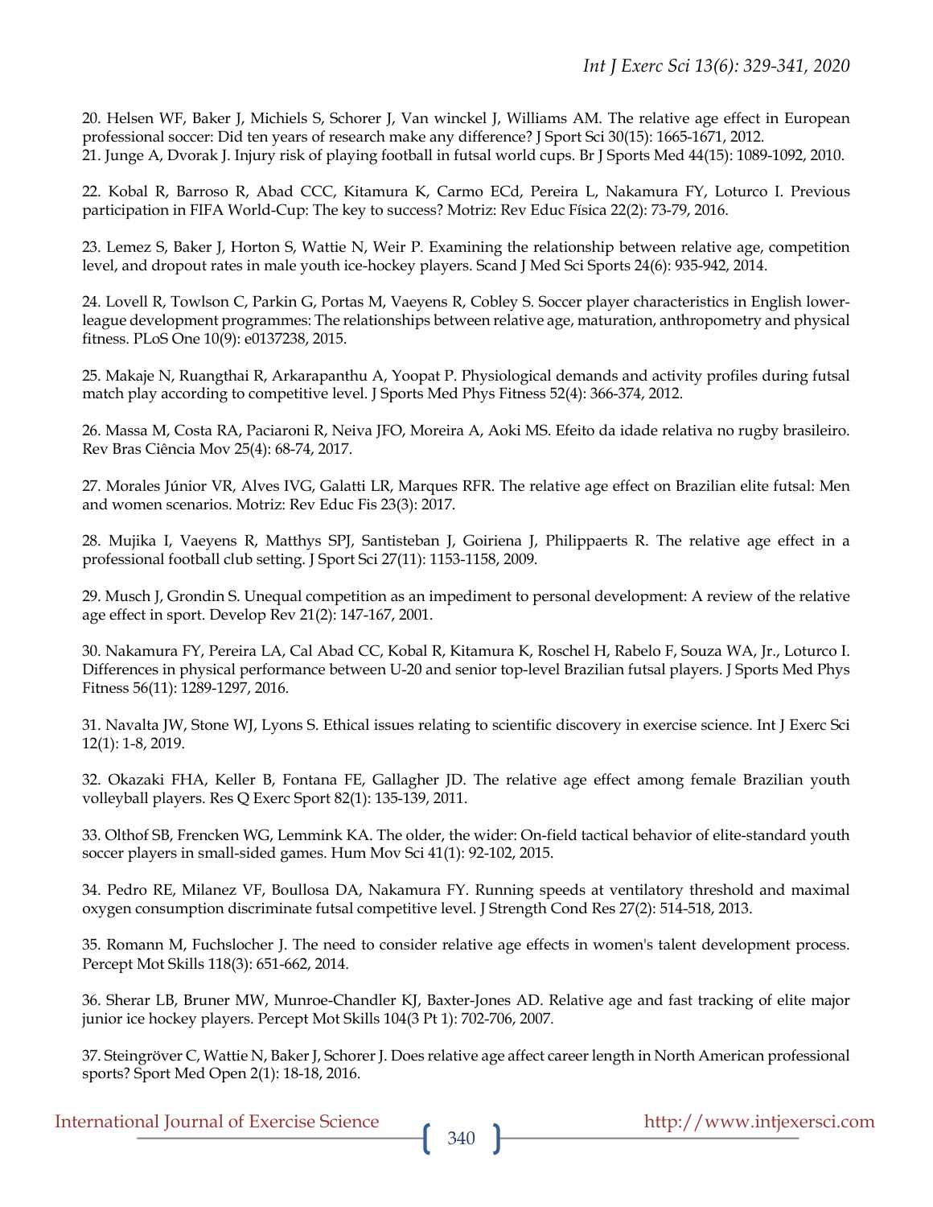20. Helsen WF, Baker J, Michiels S, Schorer J, Van winckel J, Williams AM. The relative age effect in European professional soccer: Did ten years of research make any difference? J Sport Sci 30(15): 1665-1671, 2012.

21. Junge A, Dvorak J. Injury risk of playing football in futsal world cups. Br J Sports Med 44(15): 1089-1092, 2010.

22. Kobal R, Barroso R, Abad CCC, Kitamura K, Carmo ECd, Pereira L, Nakamura FY, Loturco I. Previous participation in FIFA World-Cup: The key to success? Motriz: Rev Educ Física 22(2): 73-79, 2016.

23. Lemez S, Baker J, Horton S, Wattie N, Weir P. Examining the relationship between relative age, competition level, and dropout rates in male youth ice-hockey players. Scand J Med Sci Sports 24(6): 935-942, 2014.

24. Lovell R, Towlson C, Parkin G, Portas M, Vaeyens R, Cobley S. Soccer player characteristics in English lower-league development programmes: The relationships between relative age, maturation, anthropometry and physical fitness. PLoS One 10(9): e0137238, 2015.

25. Makaje N, Ruangthai R, Arkarapanthu A, Yoopat P. Physiological demands and activity profiles during futsal match play according to competitive level. J Sports Med Phys Fitness 52(4): 366-374, 2012.

26. Massa M, Costa RA, Paciaroni R, Neiva JFO, Moreira A, Aoki MS. Efeito da idade relativa no rugby brasileiro. Rev Bras Ciência Mov 25(4): 68-74, 2017.

27. Morales Júnior VR, Alves IVG, Galatti LR, Marques RFR. The relative age effect on Brazilian elite futsal: Men and women scenarios. Motriz: Rev Educ Fis 23(3): 2017.

28. Mujika I, Vaeyens R, Matthys SPJ, Santisteban J, Goiriena J, Philippaerts R. The relative age effect in a professional football club setting. J Sport Sci 27(11): 1153-1158, 2009.

29. Musch J, Grondin S. Unequal competition as an impediment to personal development: A review of the relative age effect in sport. Develop Rev 21(2): 147-167, 2001.

30. Nakamura FY, Pereira LA, Cal Abad CC, Kobal R, Kitamura K, Roschel H, Rabelo F, Souza WA, Jr., Loturco I. Differences in physical performance between U-20 and senior top-level Brazilian futsal players. J Sports Med Phys Fitness 56(11): 1289-1297, 2016.

31. Navalta JW, Stone WJ, Lyons S. Ethical issues relating to scientific discovery in exercise science. Int J Exerc Sci 12(1): 1-8, 2019.

32. Okazaki FHA, Keller B, Fontana FE, Gallagher JD. The relative age effect among female Brazilian youth volleyball players. Res Q Exerc Sport 82(1): 135-139, 2011.

33. Olthof SB, Frencken WG, Lemmink KA. The older, the wider: On-field tactical behavior of elite-standard youth soccer players in small-sided games. Hum Mov Sci 41(1): 92-102, 2015.

34. Pedro RE, Milanez VF, Boullosa DA, Nakamura FY. Running speeds at ventilatory threshold and maximal oxygen consumption discriminate futsal competitive level. J Strength Cond Res 27(2): 514-518, 2013.

35. Romann M, Fuchslocher J. The need to consider relative age effects in women's talent development process. Percept Mot Skills 118(3): 651-662, 2014.

36. Sherar LB, Bruner MW, Munroe-Chandler KJ, Baxter-Jones AD. Relative age and fast tracking of elite major junior ice hockey players. Percept Mot Skills 104(3 Pt 1): 702-706, 2007.

37. Steingröver C, Wattie N, Baker J, Schorer J. Does relative age affect career length in North American professional sports? Sport Med Open 2(1): 18-18, 2016.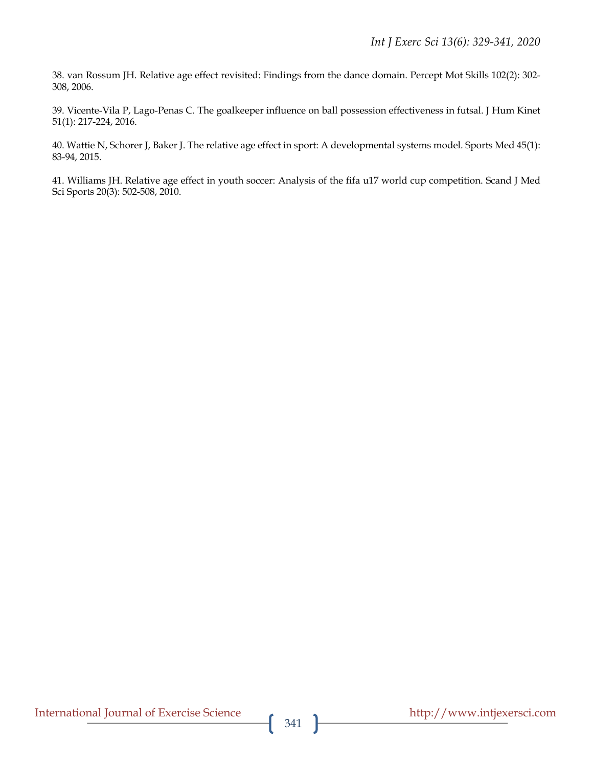38. van Rossum JH. Relative age effect revisited: Findings from the dance domain. Percept Mot Skills 102(2): 302-308, 2006.

39. Vicente-Vila P, Lago-Penas C. The goalkeeper influence on ball possession effectiveness in futsal. J Hum Kinet 51(1): 217-224, 2016.

40. Wattie N, Schorer J, Baker J. The relative age effect in sport: A developmental systems model. Sports Med 45(1): 83-94, 2015.

41. Williams JH. Relative age effect in youth soccer: Analysis of the fifa u17 world cup competition. Scand J Med Sci Sports 20(3): 502-508, 2010.